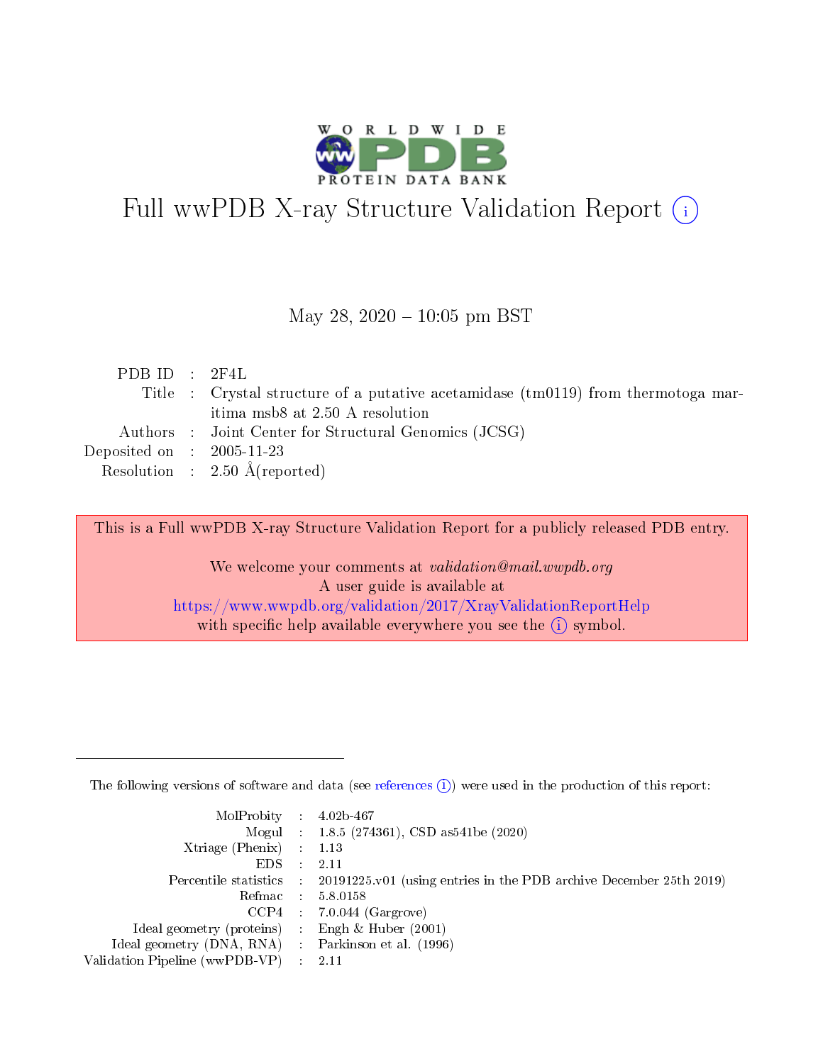# Full wwPDB X-ray Structure Validation Report (i)

May 28, 2020 – 10:05 pm BST

| | | |
|---|---|---|
| PDB ID | : | 2F4L |
| Title | : | Crystal structure of a putative acetamidase (tm0119) from thermotoga maritima msb8 at 2.50 A resolution |
| Authors | : | Joint Center for Structural Genomics (JCSG) |
| Deposited on | : | 2005-11-23 |
| Resolution | : | 2.50 Å(reported) |

This is a Full wwPDB X-ray Structure Validation Report for a publicly released PDB entry.

We welcome your comments at *validation@mail.wwpdb.org*
A user guide is available at
https://www.wwpdb.org/validation/2017/XrayValidationReportHelp
with specific help available everywhere you see the (i) symbol.

---

The following versions of software and data (see references (i)) were used in the production of this report:

| | | |
|---|---|---|
| MolProbity | : | 4.02b-467 |
| Mogul | : | 1.8.5 (274361), CSD as541be (2020) |
| Xtriage (Phenix) | : | 1.13 |
| EDS | : | 2.11 |
| Percentile statistics | : | 20191225.v01 (using entries in the PDB archive December 25th 2019) |
| Refmac | : | 5.8.0158 |
| CCP4 | : | 7.0.044 (Gargrove) |
| Ideal geometry (proteins) | : | Engh & Huber (2001) |
| Ideal geometry (DNA, RNA) | : | Parkinson et al. (1996) |
| Validation Pipeline (wwPDB-VP) | : | 2.11 |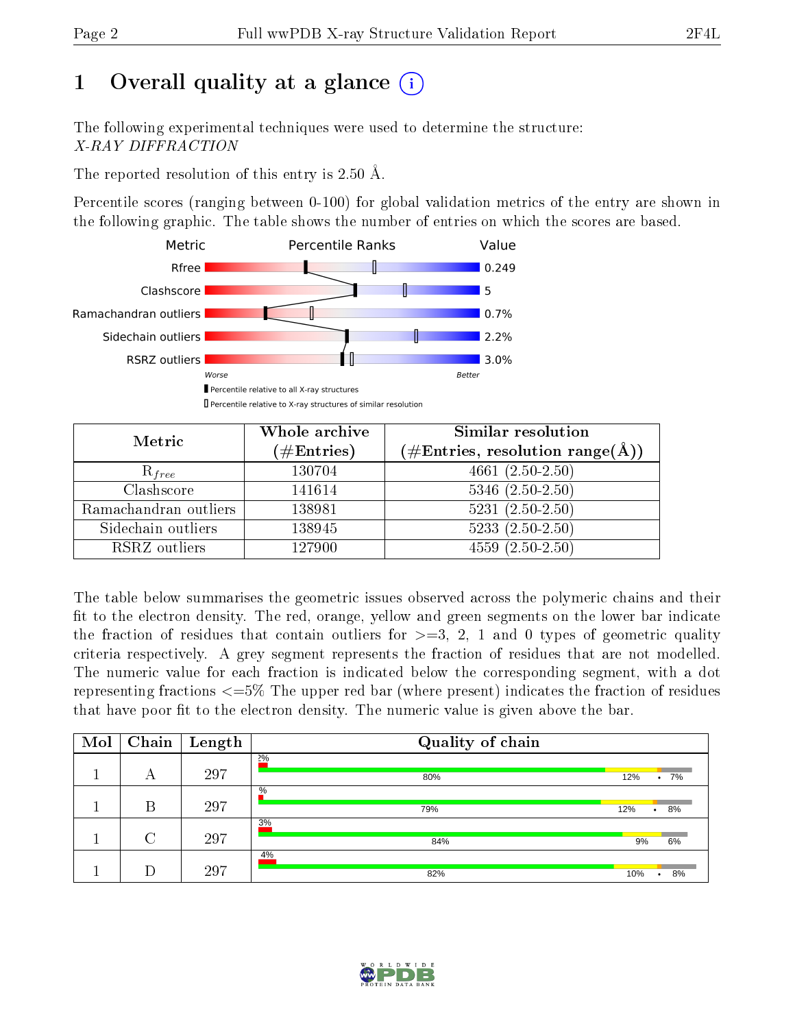# 1 Overall quality at a glance

The following experimental techniques were used to determine the structure:
*X-RAY DIFFRACTION*

The reported resolution of this entry is 2.50 Å.

Percentile scores (ranging between 0-100) for global validation metrics of the entry are shown in the following graphic. The table shows the number of entries on which the scores are based.

| Metric | Value |
|---|---|
| Rfree | 0.249 |
| Clashscore | 5 |
| Ramachandran outliers | 0.7% |
| Sidechain outliers | 2.2% |
| RSRZ outliers | 3.0% |

Worse — Better

Percentile relative to all X-ray structures
Percentile relative to X-ray structures of similar resolution

| Metric | Whole archive (#Entries) | Similar resolution (#Entries, resolution range(Å)) |
|---|---|---|
| $R_{free}$ | 130704 | 4661 (2.50-2.50) |
| Clashscore | 141614 | 5346 (2.50-2.50) |
| Ramachandran outliers | 138981 | 5231 (2.50-2.50) |
| Sidechain outliers | 138945 | 5233 (2.50-2.50) |
| RSRZ outliers | 127900 | 4559 (2.50-2.50) |

The table below summarises the geometric issues observed across the polymeric chains and their fit to the electron density. The red, orange, yellow and green segments on the lower bar indicate the fraction of residues that contain outliers for >=3, 2, 1 and 0 types of geometric quality criteria respectively. A grey segment represents the fraction of residues that are not modelled. The numeric value for each fraction is indicated below the corresponding segment, with a dot representing fractions <=5% The upper red bar (where present) indicates the fraction of residues that have poor fit to the electron density. The numeric value is given above the bar.

| Mol | Chain | Length | Quality of chain |
|---|---|---|---|
| 1 | A | 297 | 2%; 80%, 12%, •, 7% |
| 1 | B | 297 | %; 79%, 12%, •, 8% |
| 1 | C | 297 | 3%; 84%, 9%, 6% |
| 1 | D | 297 | 4%; 82%, 10%, •, 8% |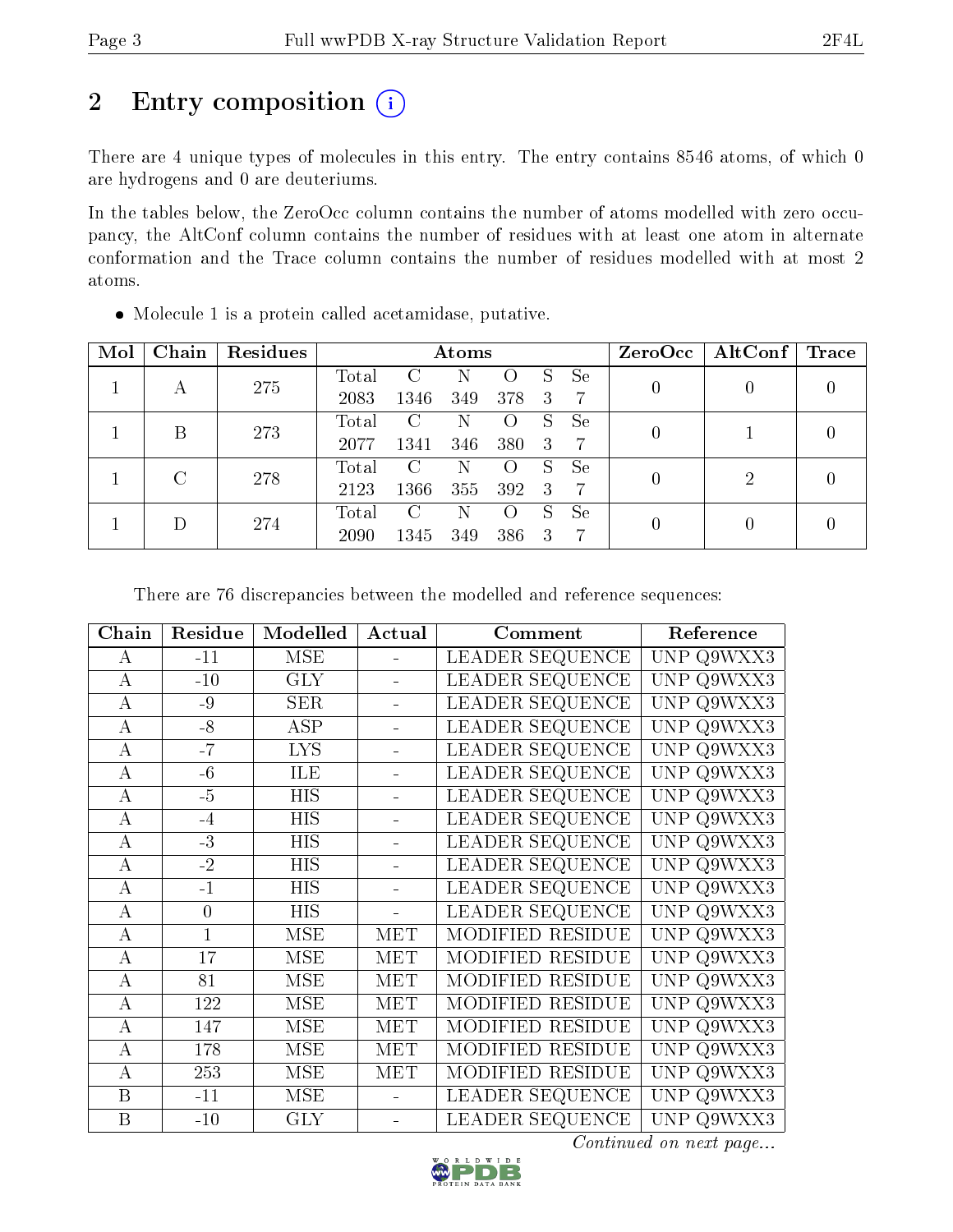## 2 Entry composition

There are 4 unique types of molecules in this entry. The entry contains 8546 atoms, of which 0 are hydrogens and 0 are deuteriums.

In the tables below, the ZeroOcc column contains the number of atoms modelled with zero occupancy, the AltConf column contains the number of residues with at least one atom in alternate conformation and the Trace column contains the number of residues modelled with at most 2 atoms.

- Molecule 1 is a protein called acetamidase, putative.

| Mol | Chain | Residues | Atoms | | | | | | ZeroOcc | AltConf | Trace |
|---|---|---|---|---|---|---|---|---|---|---|---|
| 1 | A | 275 | Total<br>2083 | C<br>1346 | N<br>349 | O<br>378 | S<br>3 | Se<br>7 | 0 | 0 | 0 |
| 1 | B | 273 | Total<br>2077 | C<br>1341 | N<br>346 | O<br>380 | S<br>3 | Se<br>7 | 0 | 1 | 0 |
| 1 | C | 278 | Total<br>2123 | C<br>1366 | N<br>355 | O<br>392 | S<br>3 | Se<br>7 | 0 | 2 | 0 |
| 1 | D | 274 | Total<br>2090 | C<br>1345 | N<br>349 | O<br>386 | S<br>3 | Se<br>7 | 0 | 0 | 0 |

There are 76 discrepancies between the modelled and reference sequences:

| Chain | Residue | Modelled | Actual | Comment | Reference |
|---|---|---|---|---|---|
| A | -11 | MSE | - | LEADER SEQUENCE | UNP Q9WXX3 |
| A | -10 | GLY | - | LEADER SEQUENCE | UNP Q9WXX3 |
| A | -9 | SER | - | LEADER SEQUENCE | UNP Q9WXX3 |
| A | -8 | ASP | - | LEADER SEQUENCE | UNP Q9WXX3 |
| A | -7 | LYS | - | LEADER SEQUENCE | UNP Q9WXX3 |
| A | -6 | ILE | - | LEADER SEQUENCE | UNP Q9WXX3 |
| A | -5 | HIS | - | LEADER SEQUENCE | UNP Q9WXX3 |
| A | -4 | HIS | - | LEADER SEQUENCE | UNP Q9WXX3 |
| A | -3 | HIS | - | LEADER SEQUENCE | UNP Q9WXX3 |
| A | -2 | HIS | - | LEADER SEQUENCE | UNP Q9WXX3 |
| A | -1 | HIS | - | LEADER SEQUENCE | UNP Q9WXX3 |
| A | 0 | HIS | - | LEADER SEQUENCE | UNP Q9WXX3 |
| A | 1 | MSE | MET | MODIFIED RESIDUE | UNP Q9WXX3 |
| A | 17 | MSE | MET | MODIFIED RESIDUE | UNP Q9WXX3 |
| A | 81 | MSE | MET | MODIFIED RESIDUE | UNP Q9WXX3 |
| A | 122 | MSE | MET | MODIFIED RESIDUE | UNP Q9WXX3 |
| A | 147 | MSE | MET | MODIFIED RESIDUE | UNP Q9WXX3 |
| A | 178 | MSE | MET | MODIFIED RESIDUE | UNP Q9WXX3 |
| A | 253 | MSE | MET | MODIFIED RESIDUE | UNP Q9WXX3 |
| B | -11 | MSE | - | LEADER SEQUENCE | UNP Q9WXX3 |
| B | -10 | GLY | - | LEADER SEQUENCE | UNP Q9WXX3 |

*Continued on next page...*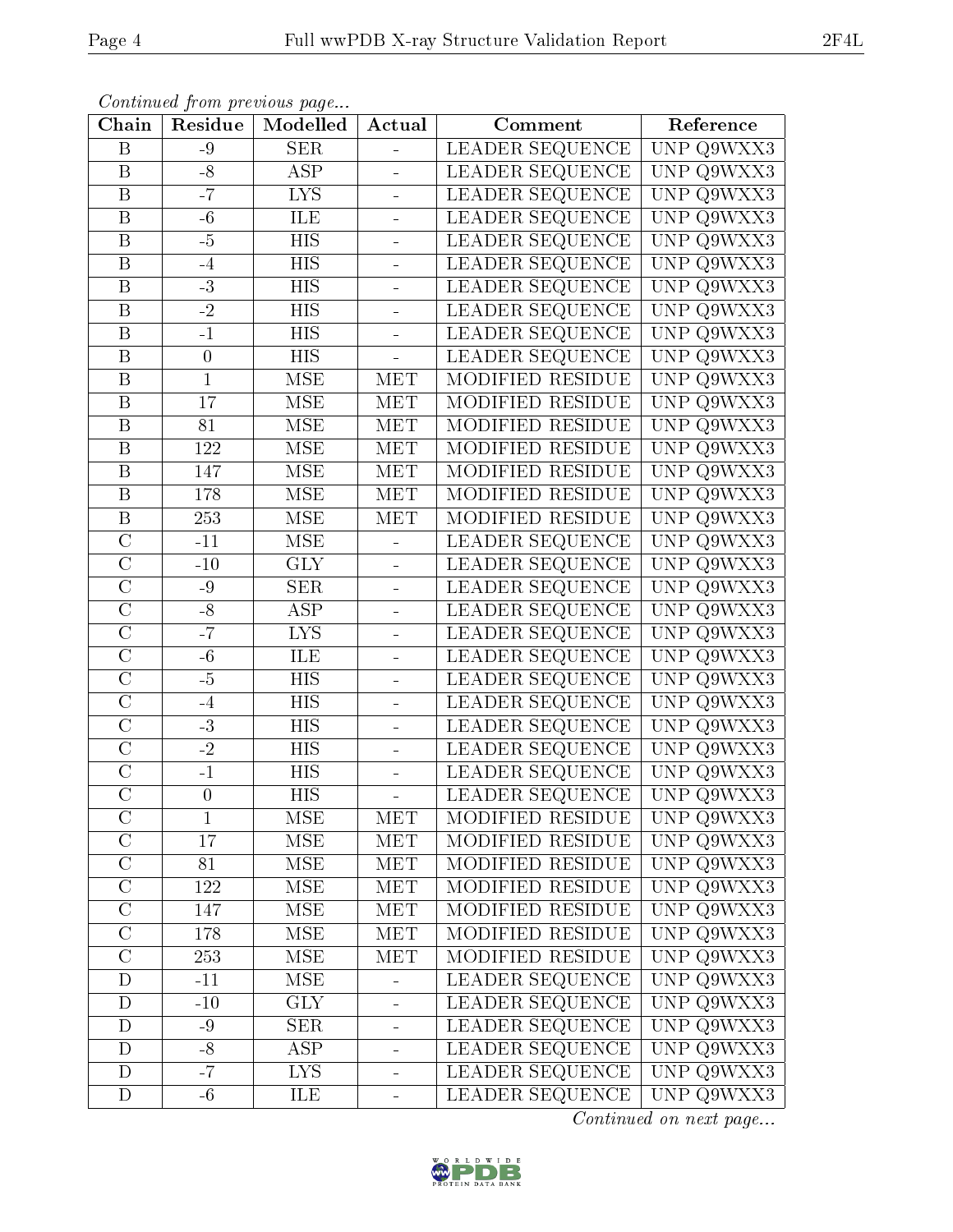*Continued from previous page...*

| Chain | Residue | Modelled | Actual | Comment | Reference |
|---|---|---|---|---|---|
| B | -9 | SER | - | LEADER SEQUENCE | UNP Q9WXX3 |
| B | -8 | ASP | - | LEADER SEQUENCE | UNP Q9WXX3 |
| B | -7 | LYS | - | LEADER SEQUENCE | UNP Q9WXX3 |
| B | -6 | ILE | - | LEADER SEQUENCE | UNP Q9WXX3 |
| B | -5 | HIS | - | LEADER SEQUENCE | UNP Q9WXX3 |
| B | -4 | HIS | - | LEADER SEQUENCE | UNP Q9WXX3 |
| B | -3 | HIS | - | LEADER SEQUENCE | UNP Q9WXX3 |
| B | -2 | HIS | - | LEADER SEQUENCE | UNP Q9WXX3 |
| B | -1 | HIS | - | LEADER SEQUENCE | UNP Q9WXX3 |
| B | 0 | HIS | - | LEADER SEQUENCE | UNP Q9WXX3 |
| B | 1 | MSE | MET | MODIFIED RESIDUE | UNP Q9WXX3 |
| B | 17 | MSE | MET | MODIFIED RESIDUE | UNP Q9WXX3 |
| B | 81 | MSE | MET | MODIFIED RESIDUE | UNP Q9WXX3 |
| B | 122 | MSE | MET | MODIFIED RESIDUE | UNP Q9WXX3 |
| B | 147 | MSE | MET | MODIFIED RESIDUE | UNP Q9WXX3 |
| B | 178 | MSE | MET | MODIFIED RESIDUE | UNP Q9WXX3 |
| B | 253 | MSE | MET | MODIFIED RESIDUE | UNP Q9WXX3 |
| C | -11 | MSE | - | LEADER SEQUENCE | UNP Q9WXX3 |
| C | -10 | GLY | - | LEADER SEQUENCE | UNP Q9WXX3 |
| C | -9 | SER | - | LEADER SEQUENCE | UNP Q9WXX3 |
| C | -8 | ASP | - | LEADER SEQUENCE | UNP Q9WXX3 |
| C | -7 | LYS | - | LEADER SEQUENCE | UNP Q9WXX3 |
| C | -6 | ILE | - | LEADER SEQUENCE | UNP Q9WXX3 |
| C | -5 | HIS | - | LEADER SEQUENCE | UNP Q9WXX3 |
| C | -4 | HIS | - | LEADER SEQUENCE | UNP Q9WXX3 |
| C | -3 | HIS | - | LEADER SEQUENCE | UNP Q9WXX3 |
| C | -2 | HIS | - | LEADER SEQUENCE | UNP Q9WXX3 |
| C | -1 | HIS | - | LEADER SEQUENCE | UNP Q9WXX3 |
| C | 0 | HIS | - | LEADER SEQUENCE | UNP Q9WXX3 |
| C | 1 | MSE | MET | MODIFIED RESIDUE | UNP Q9WXX3 |
| C | 17 | MSE | MET | MODIFIED RESIDUE | UNP Q9WXX3 |
| C | 81 | MSE | MET | MODIFIED RESIDUE | UNP Q9WXX3 |
| C | 122 | MSE | MET | MODIFIED RESIDUE | UNP Q9WXX3 |
| C | 147 | MSE | MET | MODIFIED RESIDUE | UNP Q9WXX3 |
| C | 178 | MSE | MET | MODIFIED RESIDUE | UNP Q9WXX3 |
| C | 253 | MSE | MET | MODIFIED RESIDUE | UNP Q9WXX3 |
| D | -11 | MSE | - | LEADER SEQUENCE | UNP Q9WXX3 |
| D | -10 | GLY | - | LEADER SEQUENCE | UNP Q9WXX3 |
| D | -9 | SER | - | LEADER SEQUENCE | UNP Q9WXX3 |
| D | -8 | ASP | - | LEADER SEQUENCE | UNP Q9WXX3 |
| D | -7 | LYS | - | LEADER SEQUENCE | UNP Q9WXX3 |
| D | -6 | ILE | - | LEADER SEQUENCE | UNP Q9WXX3 |

*Continued on next page...*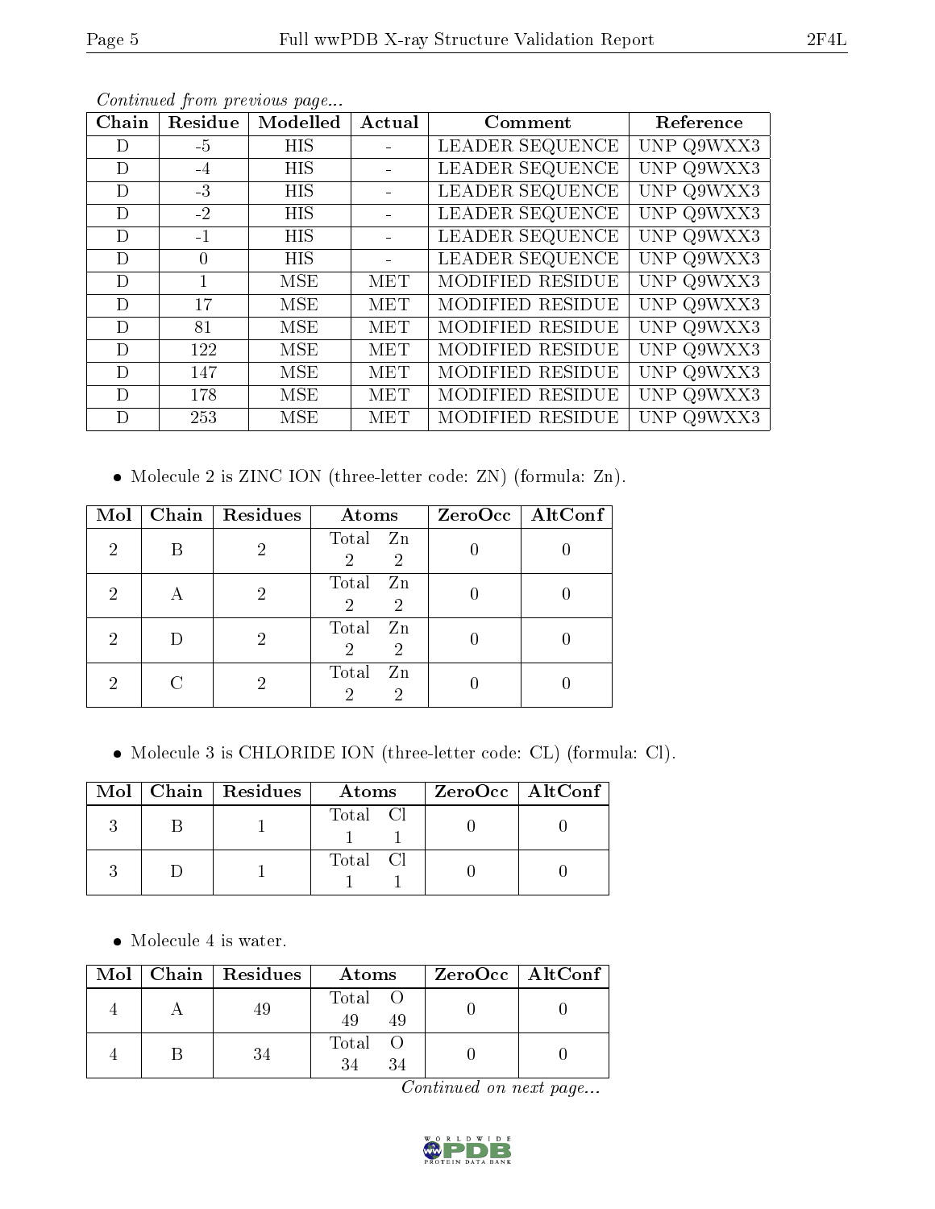*Continued from previous page...*

| Chain | Residue | Modelled | Actual | Comment | Reference |
|---|---|---|---|---|---|
| D | -5 | HIS | - | LEADER SEQUENCE | UNP Q9WXX3 |
| D | -4 | HIS | - | LEADER SEQUENCE | UNP Q9WXX3 |
| D | -3 | HIS | - | LEADER SEQUENCE | UNP Q9WXX3 |
| D | -2 | HIS | - | LEADER SEQUENCE | UNP Q9WXX3 |
| D | -1 | HIS | - | LEADER SEQUENCE | UNP Q9WXX3 |
| D | 0 | HIS | - | LEADER SEQUENCE | UNP Q9WXX3 |
| D | 1 | MSE | MET | MODIFIED RESIDUE | UNP Q9WXX3 |
| D | 17 | MSE | MET | MODIFIED RESIDUE | UNP Q9WXX3 |
| D | 81 | MSE | MET | MODIFIED RESIDUE | UNP Q9WXX3 |
| D | 122 | MSE | MET | MODIFIED RESIDUE | UNP Q9WXX3 |
| D | 147 | MSE | MET | MODIFIED RESIDUE | UNP Q9WXX3 |
| D | 178 | MSE | MET | MODIFIED RESIDUE | UNP Q9WXX3 |
| D | 253 | MSE | MET | MODIFIED RESIDUE | UNP Q9WXX3 |

- Molecule 2 is ZINC ION (three-letter code: ZN) (formula: Zn).

| Mol | Chain | Residues | Atoms | ZeroOcc | AltConf |
|---|---|---|---|---|---|
| 2 | B | 2 | Total Zn<br>2 2 | 0 | 0 |
| 2 | A | 2 | Total Zn<br>2 2 | 0 | 0 |
| 2 | D | 2 | Total Zn<br>2 2 | 0 | 0 |
| 2 | C | 2 | Total Zn<br>2 2 | 0 | 0 |

- Molecule 3 is CHLORIDE ION (three-letter code: CL) (formula: Cl).

| Mol | Chain | Residues | Atoms | ZeroOcc | AltConf |
|---|---|---|---|---|---|
| 3 | B | 1 | Total Cl<br>1 1 | 0 | 0 |
| 3 | D | 1 | Total Cl<br>1 1 | 0 | 0 |

- Molecule 4 is water.

| Mol | Chain | Residues | Atoms | ZeroOcc | AltConf |
|---|---|---|---|---|---|
| 4 | A | 49 | Total O<br>49 49 | 0 | 0 |
| 4 | B | 34 | Total O<br>34 34 | 0 | 0 |

*Continued on next page...*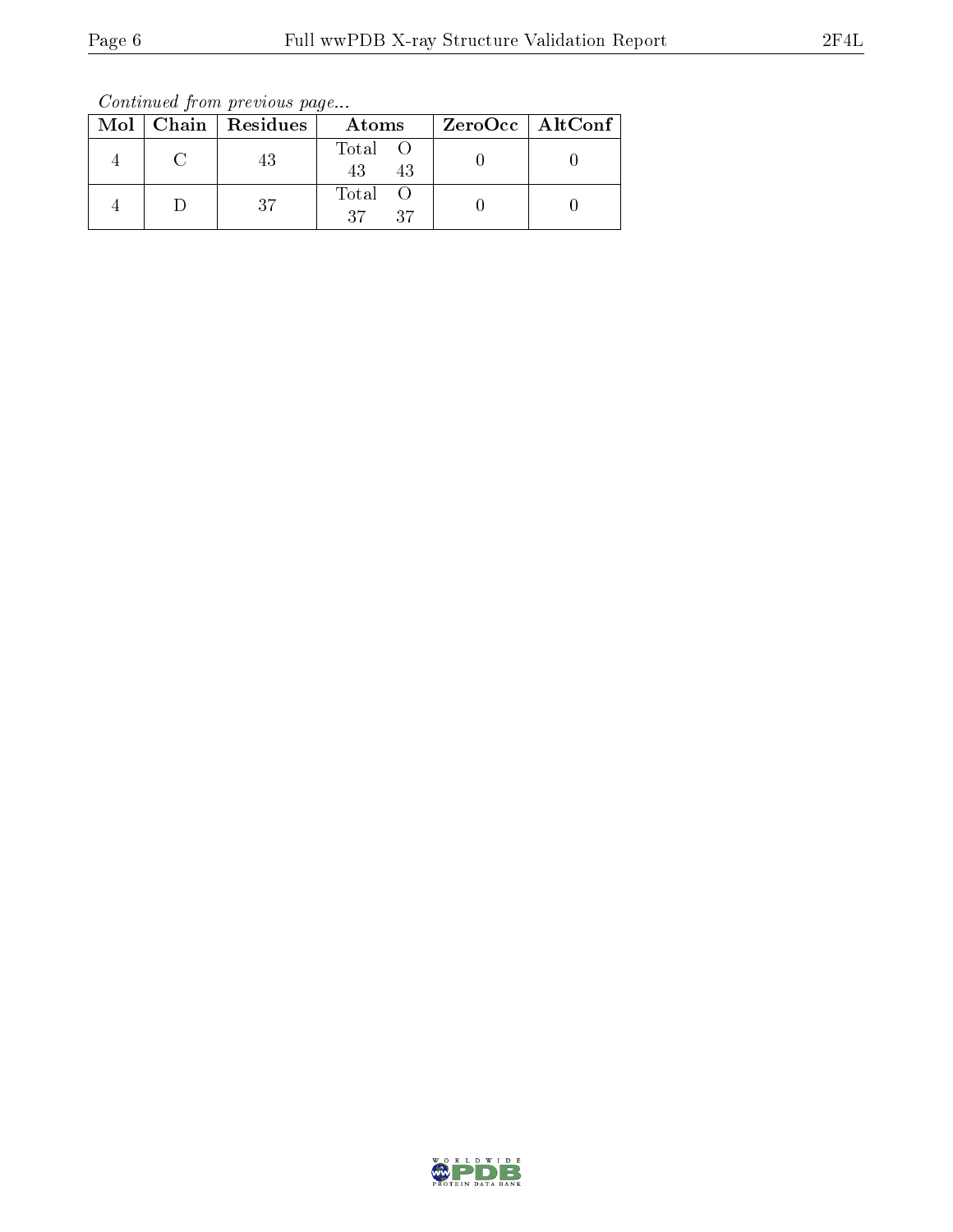*Continued from previous page...*

| Mol | Chain | Residues | Atoms | | ZeroOcc | AltConf |
|---|---|---|---|---|---|---|
| 4 | C | 43 | Total 43 | O 43 | 0 | 0 |
| 4 | D | 37 | Total 37 | O 37 | 0 | 0 |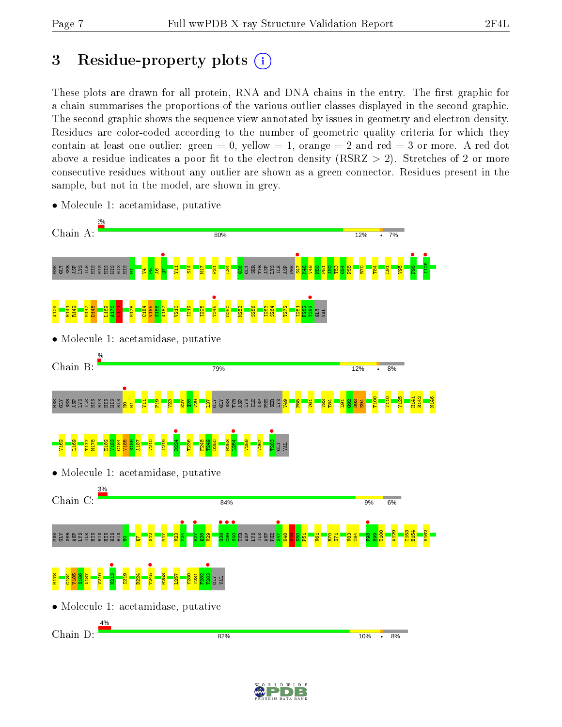# 3 Residue-property plots

These plots are drawn for all protein, RNA and DNA chains in the entry. The first graphic for a chain summarises the proportions of the various outlier classes displayed in the second graphic. The second graphic shows the sequence view annotated by issues in geometry and electron density. Residues are color-coded according to the number of geometric quality criteria for which they contain at least one outlier: green = 0, yellow = 1, orange = 2 and red = 3 or more. A red dot above a residue indicates a poor fit to the electron density (RSRZ > 2). Stretches of 2 or more consecutive residues without any outlier are shown as a green connector. Residues present in the sample, but not in the model, are shown in grey.

- Molecule 1: acetamidase, putative

Chain A: 2% | 80% | 12% | • | 7%

MSE GLY SER ASP LYS ILE HIS HIS HIS HIS HIS HIS M1 V4 P5 A6 Q7 Y11 S14 M17 F31 L34 G38 GLY SER TYR ASP LYS ILE ASP PHE S47 K48 V49 N50 P51 A52 T53 G54 P55 R70 T84 L91 V95 F98 I126 A129 H141 R142 M147 D148 L169 A170 I171 M178 C184 V185 S186 A187 V210 I219 I225 T245 D250 M253 S256 I263 S264 T272 I281 F282 T283 GLY VAL

- Molecule 1: acetamidase, putative

Chain B: % | 79% | 12% | • | 8%

MSE GLY SER ASP LYS ILE HIS HIS HIS HIS HIS H0 M1 Y11 P19 V23 E27 Q28 V29 L37 GLY SER TYR ASP LYS ILE ASP PHE SER LYS V49 P55 V61 V83 T84 L91 G92 D93 E94 T100 V110 V125 H141 R142 N146 V162 L169 T177 M178 E182 V183 C184 V185 S186 A187 V210 I219 D224 T236 F248 T249 D250 M253 L254 V259 V267 T283 GLY VAL

- Molecule 1: acetamidase, putative

Chain C: 3% | 84% | 9% | 6%

MSE GLY SER ASP LYS ILE HIS HIS HIS HIS HIS HIS H0 Q7 S12 M17 V23 Y24 E27 Q28 V29 G38 G39 S40 TYR ASP LYS ILE ASP PHE S47 K48 V49 N50 P51 V61 R70 I71 V83 T84 F98 H99 T100 A129 T153 E154 V162 M178 C184 V185 S186 A187 V210 N213 I219 D224 T245 M253 L257 V280 I281 F282 T283 GLY VAL

- Molecule 1: acetamidase, putative

Chain D: 4% | 82% | 10% | • | 8%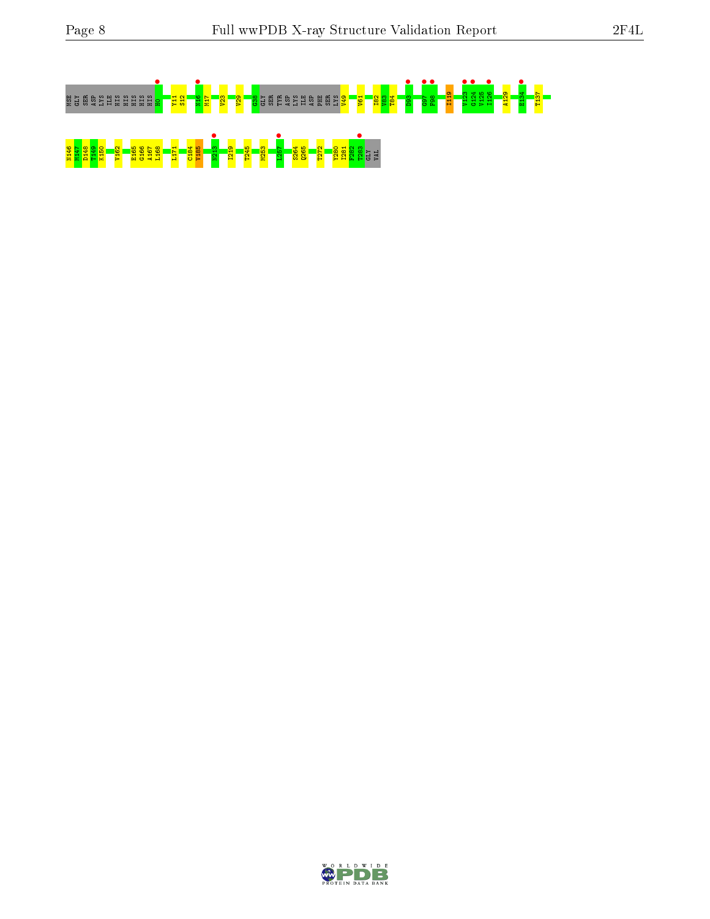MSE GLY SER ASP LYS ILE HIS HIS HIS HIS HIS H0 Y11 S12 M16 M17 V23 V29 G38 GLY SER TYR ASP LYS ILE ASP PHE SER LYS V49 V61 I82 V83 T84 D93 G97 F98 I119 V123 G124 V125 I126 A129 E134 T137

N146 M147 D148 T149 K150 V162 E165 G166 A167 L168 L171 C184 V185 N213 I219 T245 M253 I257 S264 Q265 T272 Y280 I281 F282 T283 GLY VAL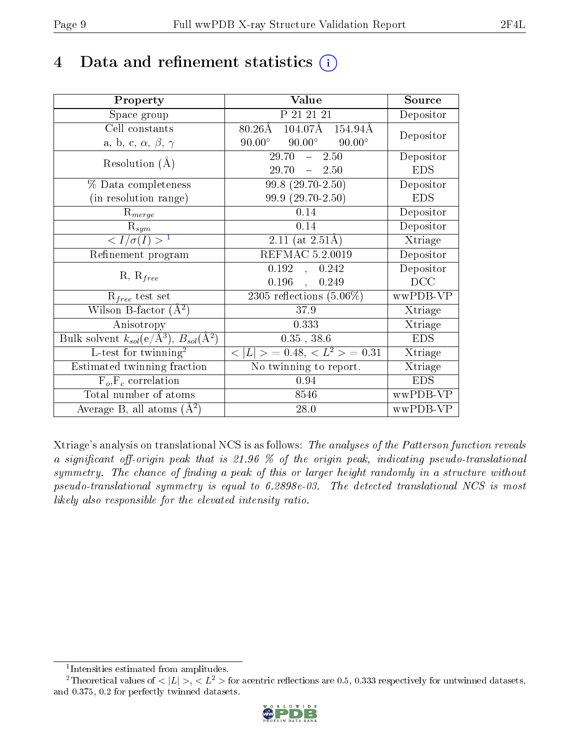# 4 Data and refinement statistics (i)

| Property | Value | Source |
|---|---|---|
| Space group | P 21 21 21 | Depositor |
| Cell constants<br>a, b, c, $\alpha$, $\beta$, $\gamma$ | 80.26Å 104.07Å 154.94Å<br>90.00° 90.00° 90.00° | Depositor |
| Resolution (Å) | 29.70 – 2.50<br>29.70 – 2.50 | Depositor<br>EDS |
| % Data completeness<br>(in resolution range) | 99.8 (29.70-2.50)<br>99.9 (29.70-2.50) | Depositor<br>EDS |
| $R_{merge}$ | 0.14 | Depositor |
| $R_{sym}$ | 0.14 | Depositor |
| $< I/\sigma(I) >$ [1] | 2.11 (at 2.51Å) | Xtriage |
| Refinement program | REFMAC 5.2.0019 | Depositor |
| R, $R_{free}$ | 0.192 , 0.242<br>0.196 , 0.249 | Depositor<br>DCC |
| $R_{free}$ test set | 2305 reflections (5.06%) | wwPDB-VP |
| Wilson B-factor (Å$^2$) | 37.9 | Xtriage |
| Anisotropy | 0.333 | Xtriage |
| Bulk solvent $k_{sol}$(e/Å$^3$), $B_{sol}$(Å$^2$) | 0.35 , 38.6 | EDS |
| L-test for twinning[2] | $< \|L\| >$ = 0.48, $< L^2 >$ = 0.31 | Xtriage |
| Estimated twinning fraction | No twinning to report. | Xtriage |
| $F_o$,$F_c$ correlation | 0.94 | EDS |
| Total number of atoms | 8546 | wwPDB-VP |
| Average B, all atoms (Å$^2$) | 28.0 | wwPDB-VP |

Xtriage's analysis on translational NCS is as follows: *The analyses of the Patterson function reveals a significant off-origin peak that is 21.96 % of the origin peak, indicating pseudo-translational symmetry. The chance of finding a peak of this or larger height randomly in a structure without pseudo-translational symmetry is equal to 6.2898e-03. The detected translational NCS is most likely also responsible for the elevated intensity ratio.*

[1] Intensities estimated from amplitudes.

[2] Theoretical values of $< |L| >$, $< L^2 >$ for acentric reflections are 0.5, 0.333 respectively for untwinned datasets, and 0.375, 0.2 for perfectly twinned datasets.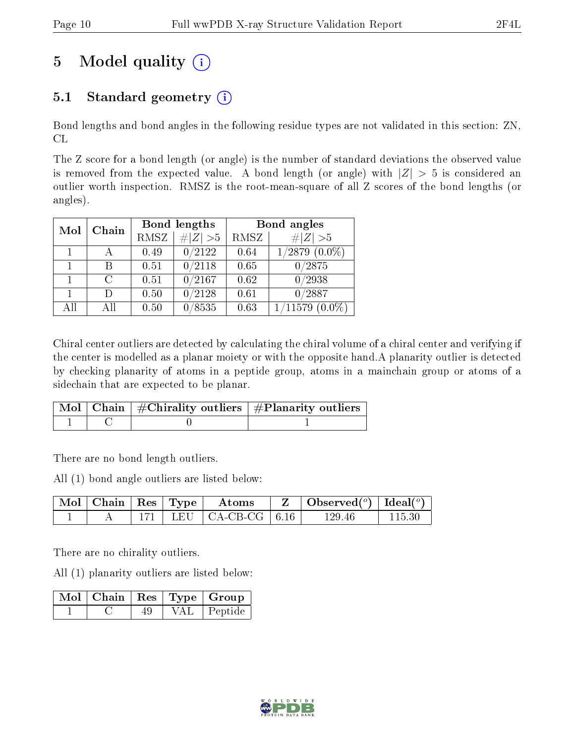# 5 Model quality

## 5.1 Standard geometry

Bond lengths and bond angles in the following residue types are not validated in this section: ZN, CL

The Z score for a bond length (or angle) is the number of standard deviations the observed value is removed from the expected value. A bond length (or angle) with $|Z| > 5$ is considered an outlier worth inspection. RMSZ is the root-mean-square of all Z scores of the bond lengths (or angles).

| Mol | Chain | Bond lengths | | Bond angles | |
|---|---|---|---|---|---|
| | | RMSZ | #\|Z\| >5 | RMSZ | #\|Z\| >5 |
| 1 | A | 0.49 | 0/2122 | 0.64 | 1/2879 (0.0%) |
| 1 | B | 0.51 | 0/2118 | 0.65 | 0/2875 |
| 1 | C | 0.51 | 0/2167 | 0.62 | 0/2938 |
| 1 | D | 0.50 | 0/2128 | 0.61 | 0/2887 |
| All | All | 0.50 | 0/8535 | 0.63 | 1/11579 (0.0%) |

Chiral center outliers are detected by calculating the chiral volume of a chiral center and verifying if the center is modelled as a planar moiety or with the opposite hand.A planarity outlier is detected by checking planarity of atoms in a peptide group, atoms in a mainchain group or atoms of a sidechain that are expected to be planar.

| Mol | Chain | #Chirality outliers | #Planarity outliers |
|---|---|---|---|
| 1 | C | 0 | 1 |

There are no bond length outliers.

All (1) bond angle outliers are listed below:

| Mol | Chain | Res | Type | Atoms | Z | Observed(°) | Ideal(°) |
|---|---|---|---|---|---|---|---|
| 1 | A | 171 | LEU | CA-CB-CG | 6.16 | 129.46 | 115.30 |

There are no chirality outliers.

All (1) planarity outliers are listed below:

| Mol | Chain | Res | Type | Group |
|---|---|---|---|---|
| 1 | C | 49 | VAL | Peptide |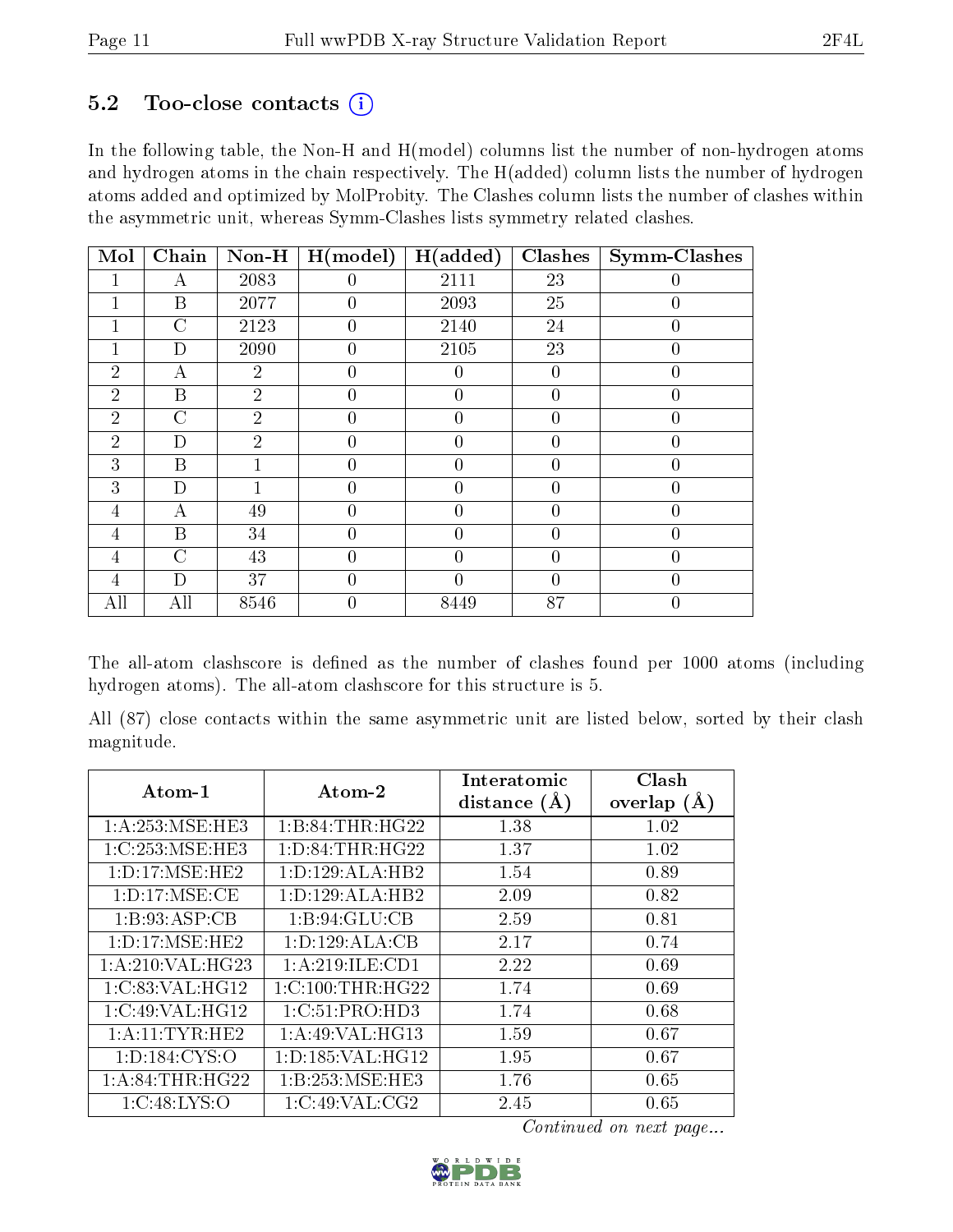## 5.2 Too-close contacts (i)

In the following table, the Non-H and H(model) columns list the number of non-hydrogen atoms and hydrogen atoms in the chain respectively. The H(added) column lists the number of hydrogen atoms added and optimized by MolProbity. The Clashes column lists the number of clashes within the asymmetric unit, whereas Symm-Clashes lists symmetry related clashes.

| Mol | Chain | Non-H | H(model) | H(added) | Clashes | Symm-Clashes |
|---|---|---|---|---|---|---|
| 1 | A | 2083 | 0 | 2111 | 23 | 0 |
| 1 | B | 2077 | 0 | 2093 | 25 | 0 |
| 1 | C | 2123 | 0 | 2140 | 24 | 0 |
| 1 | D | 2090 | 0 | 2105 | 23 | 0 |
| 2 | A | 2 | 0 | 0 | 0 | 0 |
| 2 | B | 2 | 0 | 0 | 0 | 0 |
| 2 | C | 2 | 0 | 0 | 0 | 0 |
| 2 | D | 2 | 0 | 0 | 0 | 0 |
| 3 | B | 1 | 0 | 0 | 0 | 0 |
| 3 | D | 1 | 0 | 0 | 0 | 0 |
| 4 | A | 49 | 0 | 0 | 0 | 0 |
| 4 | B | 34 | 0 | 0 | 0 | 0 |
| 4 | C | 43 | 0 | 0 | 0 | 0 |
| 4 | D | 37 | 0 | 0 | 0 | 0 |
| All | All | 8546 | 0 | 8449 | 87 | 0 |

The all-atom clashscore is defined as the number of clashes found per 1000 atoms (including hydrogen atoms). The all-atom clashscore for this structure is 5.

All (87) close contacts within the same asymmetric unit are listed below, sorted by their clash magnitude.

| Atom-1 | Atom-2 | Interatomic distance (Å) | Clash overlap (Å) |
|---|---|---|---|
| 1:A:253:MSE:HE3 | 1:B:84:THR:HG22 | 1.38 | 1.02 |
| 1:C:253:MSE:HE3 | 1:D:84:THR:HG22 | 1.37 | 1.02 |
| 1:D:17:MSE:HE2 | 1:D:129:ALA:HB2 | 1.54 | 0.89 |
| 1:D:17:MSE:CE | 1:D:129:ALA:HB2 | 2.09 | 0.82 |
| 1:B:93:ASP:CB | 1:B:94:GLU:CB | 2.59 | 0.81 |
| 1:D:17:MSE:HE2 | 1:D:129:ALA:CB | 2.17 | 0.74 |
| 1:A:210:VAL:HG23 | 1:A:219:ILE:CD1 | 2.22 | 0.69 |
| 1:C:83:VAL:HG12 | 1:C:100:THR:HG22 | 1.74 | 0.69 |
| 1:C:49:VAL:HG12 | 1:C:51:PRO:HD3 | 1.74 | 0.68 |
| 1:A:11:TYR:HE2 | 1:A:49:VAL:HG13 | 1.59 | 0.67 |
| 1:D:184:CYS:O | 1:D:185:VAL:HG12 | 1.95 | 0.67 |
| 1:A:84:THR:HG22 | 1:B:253:MSE:HE3 | 1.76 | 0.65 |
| 1:C:48:LYS:O | 1:C:49:VAL:CG2 | 2.45 | 0.65 |

*Continued on next page...*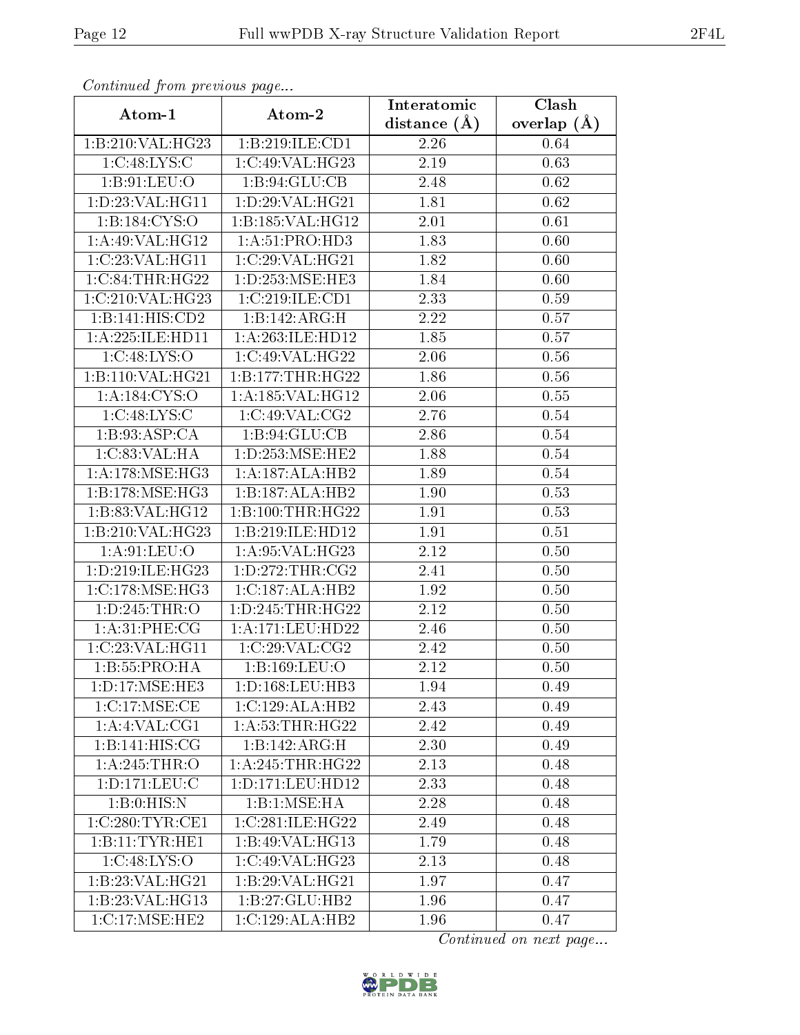*Continued from previous page...*

| Atom-1 | Atom-2 | Interatomic distance (Å) | Clash overlap (Å) |
|---|---|---|---|
| 1:B:210:VAL:HG23 | 1:B:219:ILE:CD1 | 2.26 | 0.64 |
| 1:C:48:LYS:C | 1:C:49:VAL:HG23 | 2.19 | 0.63 |
| 1:B:91:LEU:O | 1:B:94:GLU:CB | 2.48 | 0.62 |
| 1:D:23:VAL:HG11 | 1:D:29:VAL:HG21 | 1.81 | 0.62 |
| 1:B:184:CYS:O | 1:B:185:VAL:HG12 | 2.01 | 0.61 |
| 1:A:49:VAL:HG12 | 1:A:51:PRO:HD3 | 1.83 | 0.60 |
| 1:C:23:VAL:HG11 | 1:C:29:VAL:HG21 | 1.82 | 0.60 |
| 1:C:84:THR:HG22 | 1:D:253:MSE:HE3 | 1.84 | 0.60 |
| 1:C:210:VAL:HG23 | 1:C:219:ILE:CD1 | 2.33 | 0.59 |
| 1:B:141:HIS:CD2 | 1:B:142:ARG:H | 2.22 | 0.57 |
| 1:A:225:ILE:HD11 | 1:A:263:ILE:HD12 | 1.85 | 0.57 |
| 1:C:48:LYS:O | 1:C:49:VAL:HG22 | 2.06 | 0.56 |
| 1:B:110:VAL:HG21 | 1:B:177:THR:HG22 | 1.86 | 0.56 |
| 1:A:184:CYS:O | 1:A:185:VAL:HG12 | 2.06 | 0.55 |
| 1:C:48:LYS:C | 1:C:49:VAL:CG2 | 2.76 | 0.54 |
| 1:B:93:ASP:CA | 1:B:94:GLU:CB | 2.86 | 0.54 |
| 1:C:83:VAL:HA | 1:D:253:MSE:HE2 | 1.88 | 0.54 |
| 1:A:178:MSE:HG3 | 1:A:187:ALA:HB2 | 1.89 | 0.54 |
| 1:B:178:MSE:HG3 | 1:B:187:ALA:HB2 | 1.90 | 0.53 |
| 1:B:83:VAL:HG12 | 1:B:100:THR:HG22 | 1.91 | 0.53 |
| 1:B:210:VAL:HG23 | 1:B:219:ILE:HD12 | 1.91 | 0.51 |
| 1:A:91:LEU:O | 1:A:95:VAL:HG23 | 2.12 | 0.50 |
| 1:D:219:ILE:HG23 | 1:D:272:THR:CG2 | 2.41 | 0.50 |
| 1:C:178:MSE:HG3 | 1:C:187:ALA:HB2 | 1.92 | 0.50 |
| 1:D:245:THR:O | 1:D:245:THR:HG22 | 2.12 | 0.50 |
| 1:A:31:PHE:CG | 1:A:171:LEU:HD22 | 2.46 | 0.50 |
| 1:C:23:VAL:HG11 | 1:C:29:VAL:CG2 | 2.42 | 0.50 |
| 1:B:55:PRO:HA | 1:B:169:LEU:O | 2.12 | 0.50 |
| 1:D:17:MSE:HE3 | 1:D:168:LEU:HB3 | 1.94 | 0.49 |
| 1:C:17:MSE:CE | 1:C:129:ALA:HB2 | 2.43 | 0.49 |
| 1:A:4:VAL:CG1 | 1:A:53:THR:HG22 | 2.42 | 0.49 |
| 1:B:141:HIS:CG | 1:B:142:ARG:H | 2.30 | 0.49 |
| 1:A:245:THR:O | 1:A:245:THR:HG22 | 2.13 | 0.48 |
| 1:D:171:LEU:C | 1:D:171:LEU:HD12 | 2.33 | 0.48 |
| 1:B:0:HIS:N | 1:B:1:MSE:HA | 2.28 | 0.48 |
| 1:C:280:TYR:CE1 | 1:C:281:ILE:HG22 | 2.49 | 0.48 |
| 1:B:11:TYR:HE1 | 1:B:49:VAL:HG13 | 1.79 | 0.48 |
| 1:C:48:LYS:O | 1:C:49:VAL:HG23 | 2.13 | 0.48 |
| 1:B:23:VAL:HG21 | 1:B:29:VAL:HG21 | 1.97 | 0.47 |
| 1:B:23:VAL:HG13 | 1:B:27:GLU:HB2 | 1.96 | 0.47 |
| 1:C:17:MSE:HE2 | 1:C:129:ALA:HB2 | 1.96 | 0.47 |

*Continued on next page...*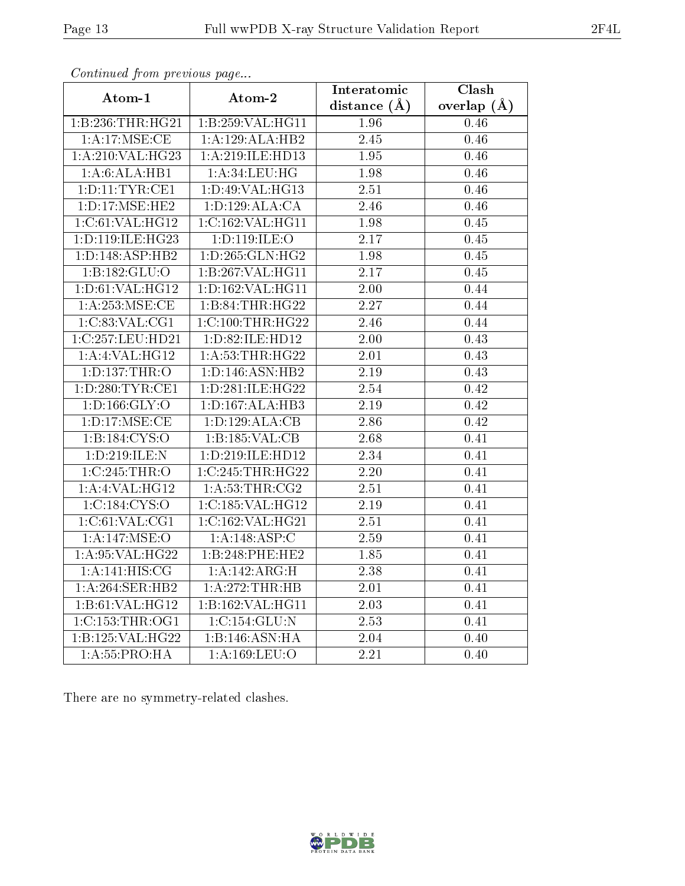*Continued from previous page...*

| Atom-1 | Atom-2 | Interatomic distance (Å) | Clash overlap (Å) |
| --- | --- | --- | --- |
| 1:B:236:THR:HG21 | 1:B:259:VAL:HG11 | 1.96 | 0.46 |
| 1:A:17:MSE:CE | 1:A:129:ALA:HB2 | 2.45 | 0.46 |
| 1:A:210:VAL:HG23 | 1:A:219:ILE:HD13 | 1.95 | 0.46 |
| 1:A:6:ALA:HB1 | 1:A:34:LEU:HG | 1.98 | 0.46 |
| 1:D:11:TYR:CE1 | 1:D:49:VAL:HG13 | 2.51 | 0.46 |
| 1:D:17:MSE:HE2 | 1:D:129:ALA:CA | 2.46 | 0.46 |
| 1:C:61:VAL:HG12 | 1:C:162:VAL:HG11 | 1.98 | 0.45 |
| 1:D:119:ILE:HG23 | 1:D:119:ILE:O | 2.17 | 0.45 |
| 1:D:148:ASP:HB2 | 1:D:265:GLN:HG2 | 1.98 | 0.45 |
| 1:B:182:GLU:O | 1:B:267:VAL:HG11 | 2.17 | 0.45 |
| 1:D:61:VAL:HG12 | 1:D:162:VAL:HG11 | 2.00 | 0.44 |
| 1:A:253:MSE:CE | 1:B:84:THR:HG22 | 2.27 | 0.44 |
| 1:C:83:VAL:CG1 | 1:C:100:THR:HG22 | 2.46 | 0.44 |
| 1:C:257:LEU:HD21 | 1:D:82:ILE:HD12 | 2.00 | 0.43 |
| 1:A:4:VAL:HG12 | 1:A:53:THR:HG22 | 2.01 | 0.43 |
| 1:D:137:THR:O | 1:D:146:ASN:HB2 | 2.19 | 0.43 |
| 1:D:280:TYR:CE1 | 1:D:281:ILE:HG22 | 2.54 | 0.42 |
| 1:D:166:GLY:O | 1:D:167:ALA:HB3 | 2.19 | 0.42 |
| 1:D:17:MSE:CE | 1:D:129:ALA:CB | 2.86 | 0.42 |
| 1:B:184:CYS:O | 1:B:185:VAL:CB | 2.68 | 0.41 |
| 1:D:219:ILE:N | 1:D:219:ILE:HD12 | 2.34 | 0.41 |
| 1:C:245:THR:O | 1:C:245:THR:HG22 | 2.20 | 0.41 |
| 1:A:4:VAL:HG12 | 1:A:53:THR:CG2 | 2.51 | 0.41 |
| 1:C:184:CYS:O | 1:C:185:VAL:HG12 | 2.19 | 0.41 |
| 1:C:61:VAL:CG1 | 1:C:162:VAL:HG21 | 2.51 | 0.41 |
| 1:A:147:MSE:O | 1:A:148:ASP:C | 2.59 | 0.41 |
| 1:A:95:VAL:HG22 | 1:B:248:PHE:HE2 | 1.85 | 0.41 |
| 1:A:141:HIS:CG | 1:A:142:ARG:H | 2.38 | 0.41 |
| 1:A:264:SER:HB2 | 1:A:272:THR:HB | 2.01 | 0.41 |
| 1:B:61:VAL:HG12 | 1:B:162:VAL:HG11 | 2.03 | 0.41 |
| 1:C:153:THR:OG1 | 1:C:154:GLU:N | 2.53 | 0.41 |
| 1:B:125:VAL:HG22 | 1:B:146:ASN:HA | 2.04 | 0.40 |
| 1:A:55:PRO:HA | 1:A:169:LEU:O | 2.21 | 0.40 |

There are no symmetry-related clashes.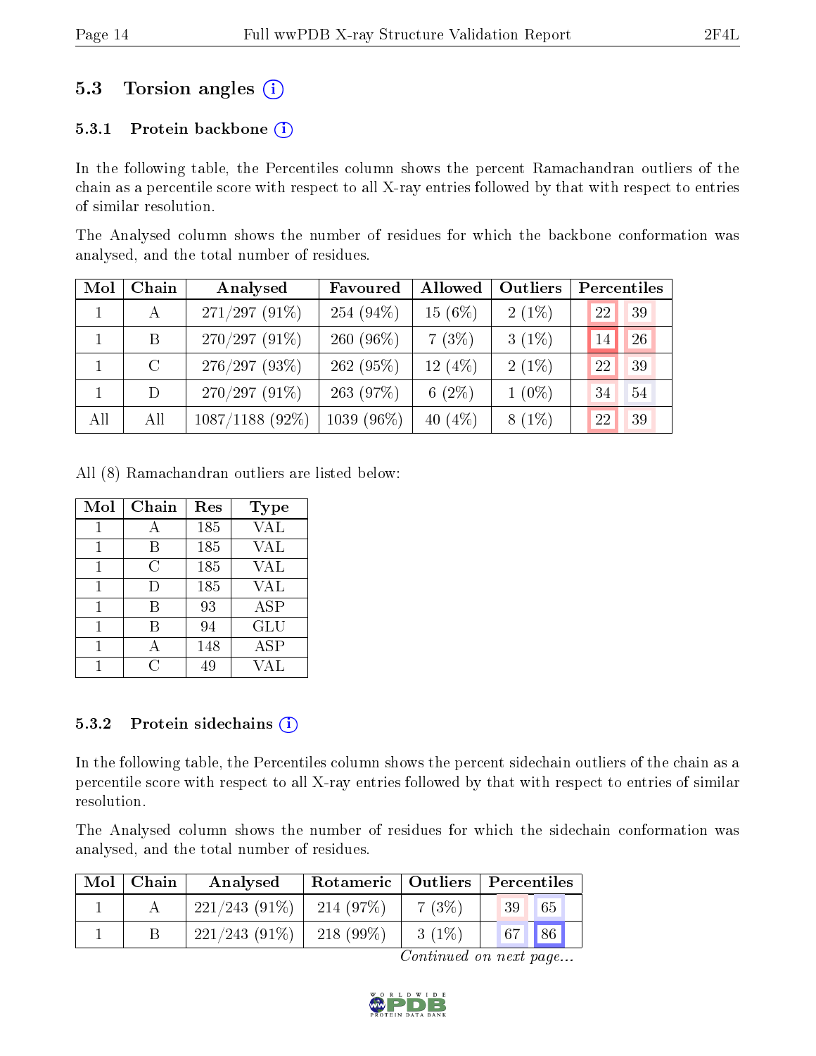## 5.3 Torsion angles (i)

### 5.3.1 Protein backbone (i)

In the following table, the Percentiles column shows the percent Ramachandran outliers of the chain as a percentile score with respect to all X-ray entries followed by that with respect to entries of similar resolution.

The Analysed column shows the number of residues for which the backbone conformation was analysed, and the total number of residues.

| Mol | Chain | Analysed | Favoured | Allowed | Outliers | Percentiles | |
|---|---|---|---|---|---|---|---|
| 1 | A | 271/297 (91%) | 254 (94%) | 15 (6%) | 2 (1%) | 22 | 39 |
| 1 | B | 270/297 (91%) | 260 (96%) | 7 (3%) | 3 (1%) | 14 | 26 |
| 1 | C | 276/297 (93%) | 262 (95%) | 12 (4%) | 2 (1%) | 22 | 39 |
| 1 | D | 270/297 (91%) | 263 (97%) | 6 (2%) | 1 (0%) | 34 | 54 |
| All | All | 1087/1188 (92%) | 1039 (96%) | 40 (4%) | 8 (1%) | 22 | 39 |

All (8) Ramachandran outliers are listed below:

| Mol | Chain | Res | Type |
|---|---|---|---|
| 1 | A | 185 | VAL |
| 1 | B | 185 | VAL |
| 1 | C | 185 | VAL |
| 1 | D | 185 | VAL |
| 1 | B | 93 | ASP |
| 1 | B | 94 | GLU |
| 1 | A | 148 | ASP |
| 1 | C | 49 | VAL |

### 5.3.2 Protein sidechains (i)

In the following table, the Percentiles column shows the percent sidechain outliers of the chain as a percentile score with respect to all X-ray entries followed by that with respect to entries of similar resolution.

The Analysed column shows the number of residues for which the sidechain conformation was analysed, and the total number of residues.

| Mol | Chain | Analysed | Rotameric | Outliers | Percentiles | |
|---|---|---|---|---|---|---|
| 1 | A | 221/243 (91%) | 214 (97%) | 7 (3%) | 39 | 65 |
| 1 | B | 221/243 (91%) | 218 (99%) | 3 (1%) | 67 | 86 |

*Continued on next page...*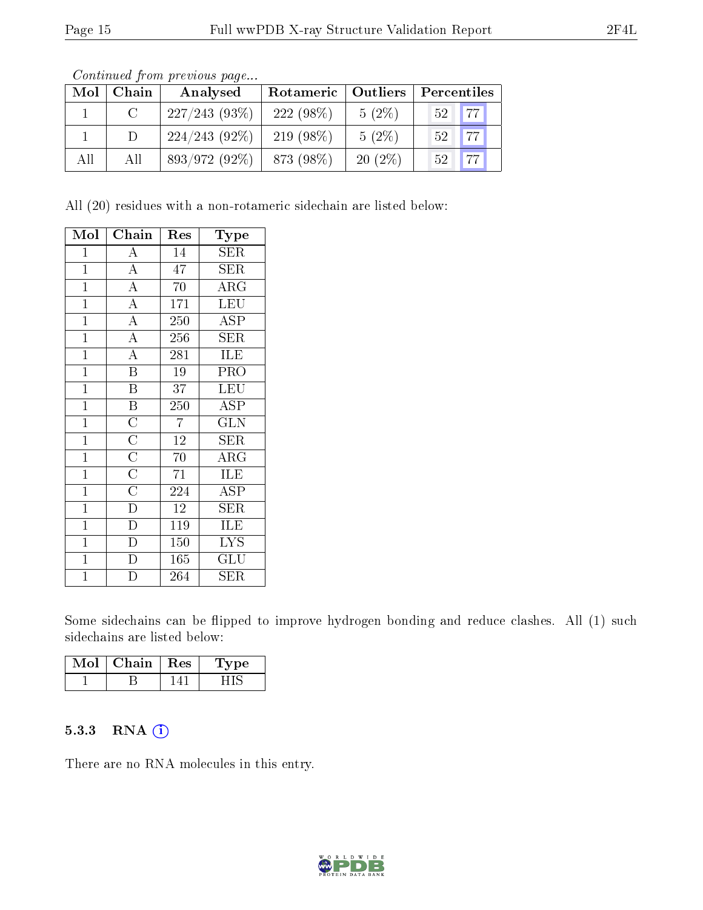*Continued from previous page...*

| Mol | Chain | Analysed | Rotameric | Outliers | Percentiles | |
|---|---|---|---|---|---|---|
| 1 | C | 227/243 (93%) | 222 (98%) | 5 (2%) | 52 | 77 |
| 1 | D | 224/243 (92%) | 219 (98%) | 5 (2%) | 52 | 77 |
| All | All | 893/972 (92%) | 873 (98%) | 20 (2%) | 52 | 77 |

All (20) residues with a non-rotameric sidechain are listed below:

| Mol | Chain | Res | Type |
|---|---|---|---|
| 1 | A | 14 | SER |
| 1 | A | 47 | SER |
| 1 | A | 70 | ARG |
| 1 | A | 171 | LEU |
| 1 | A | 250 | ASP |
| 1 | A | 256 | SER |
| 1 | A | 281 | ILE |
| 1 | B | 19 | PRO |
| 1 | B | 37 | LEU |
| 1 | B | 250 | ASP |
| 1 | C | 7 | GLN |
| 1 | C | 12 | SER |
| 1 | C | 70 | ARG |
| 1 | C | 71 | ILE |
| 1 | C | 224 | ASP |
| 1 | D | 12 | SER |
| 1 | D | 119 | ILE |
| 1 | D | 150 | LYS |
| 1 | D | 165 | GLU |
| 1 | D | 264 | SER |

Some sidechains can be flipped to improve hydrogen bonding and reduce clashes. All (1) such sidechains are listed below:

| Mol | Chain | Res | Type |
|---|---|---|---|
| 1 | B | 141 | HIS |

### 5.3.3 RNA

There are no RNA molecules in this entry.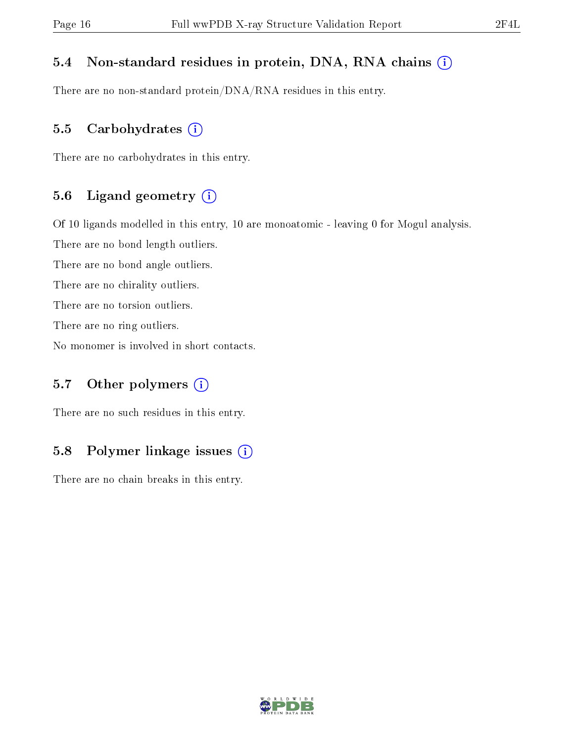### 5.4 Non-standard residues in protein, DNA, RNA chains (i)

There are no non-standard protein/DNA/RNA residues in this entry.

### 5.5 Carbohydrates (i)

There are no carbohydrates in this entry.

### 5.6 Ligand geometry (i)

Of 10 ligands modelled in this entry, 10 are monoatomic - leaving 0 for Mogul analysis.

There are no bond length outliers.

There are no bond angle outliers.

There are no chirality outliers.

There are no torsion outliers.

There are no ring outliers.

No monomer is involved in short contacts.

### 5.7 Other polymers (i)

There are no such residues in this entry.

### 5.8 Polymer linkage issues (i)

There are no chain breaks in this entry.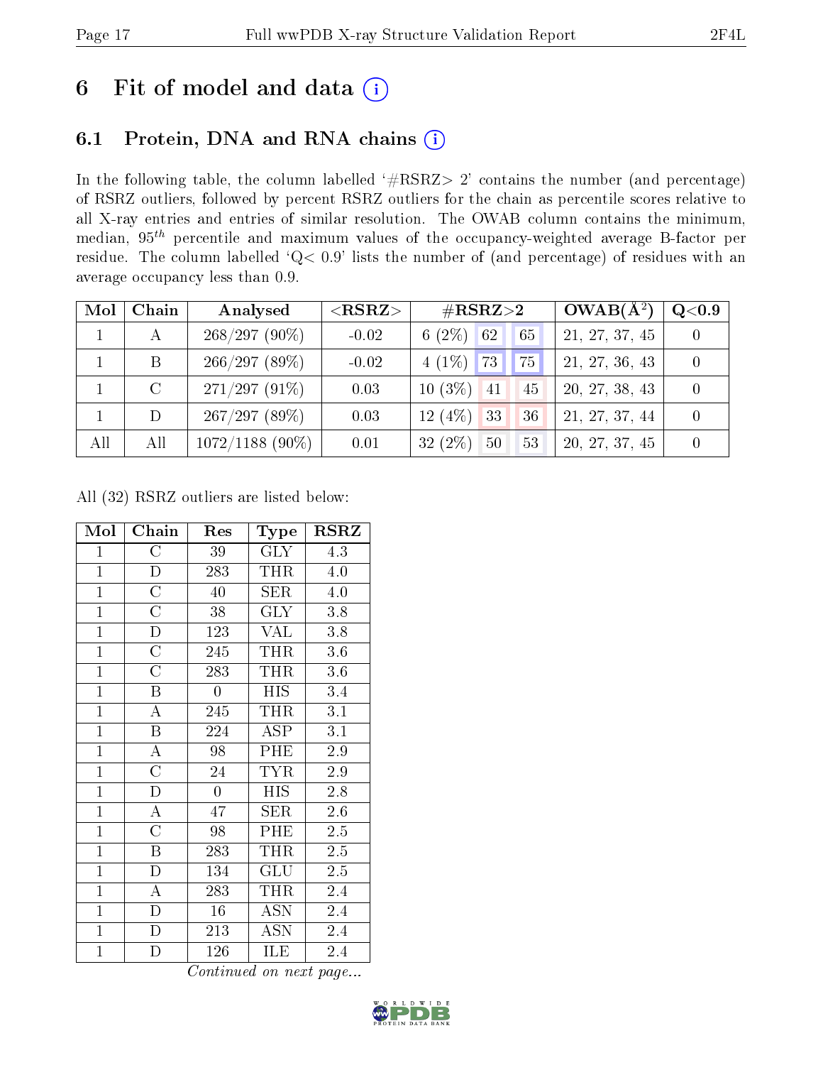# 6 Fit of model and data (i)

## 6.1 Protein, DNA and RNA chains (i)

In the following table, the column labelled '#RSRZ> 2' contains the number (and percentage) of RSRZ outliers, followed by percent RSRZ outliers for the chain as percentile scores relative to all X-ray entries and entries of similar resolution. The OWAB column contains the minimum, median, $95^{th}$ percentile and maximum values of the occupancy-weighted average B-factor per residue. The column labelled 'Q< 0.9' lists the number of (and percentage) of residues with an average occupancy less than 0.9.

| Mol | Chain | Analysed | <RSRZ> | #RSRZ>2 | | | OWAB(Å$^2$) | Q<0.9 |
|---|---|---|---|---|---|---|---|---|
| 1 | A | 268/297 (90%) | -0.02 | 6 (2%) | 62 | 65 | 21, 27, 37, 45 | 0 |
| 1 | B | 266/297 (89%) | -0.02 | 4 (1%) | 73 | 75 | 21, 27, 36, 43 | 0 |
| 1 | C | 271/297 (91%) | 0.03 | 10 (3%) | 41 | 45 | 20, 27, 38, 43 | 0 |
| 1 | D | 267/297 (89%) | 0.03 | 12 (4%) | 33 | 36 | 21, 27, 37, 44 | 0 |
| All | All | 1072/1188 (90%) | 0.01 | 32 (2%) | 50 | 53 | 20, 27, 37, 45 | 0 |

All (32) RSRZ outliers are listed below:

| Mol | Chain | Res | Type | RSRZ |
|---|---|---|---|---|
| 1 | C | 39 | GLY | 4.3 |
| 1 | D | 283 | THR | 4.0 |
| 1 | C | 40 | SER | 4.0 |
| 1 | C | 38 | GLY | 3.8 |
| 1 | D | 123 | VAL | 3.8 |
| 1 | C | 245 | THR | 3.6 |
| 1 | C | 283 | THR | 3.6 |
| 1 | B | 0 | HIS | 3.4 |
| 1 | A | 245 | THR | 3.1 |
| 1 | B | 224 | ASP | 3.1 |
| 1 | A | 98 | PHE | 2.9 |
| 1 | C | 24 | TYR | 2.9 |
| 1 | D | 0 | HIS | 2.8 |
| 1 | A | 47 | SER | 2.6 |
| 1 | C | 98 | PHE | 2.5 |
| 1 | B | 283 | THR | 2.5 |
| 1 | D | 134 | GLU | 2.5 |
| 1 | A | 283 | THR | 2.4 |
| 1 | D | 16 | ASN | 2.4 |
| 1 | D | 213 | ASN | 2.4 |
| 1 | D | 126 | ILE | 2.4 |

*Continued on next page...*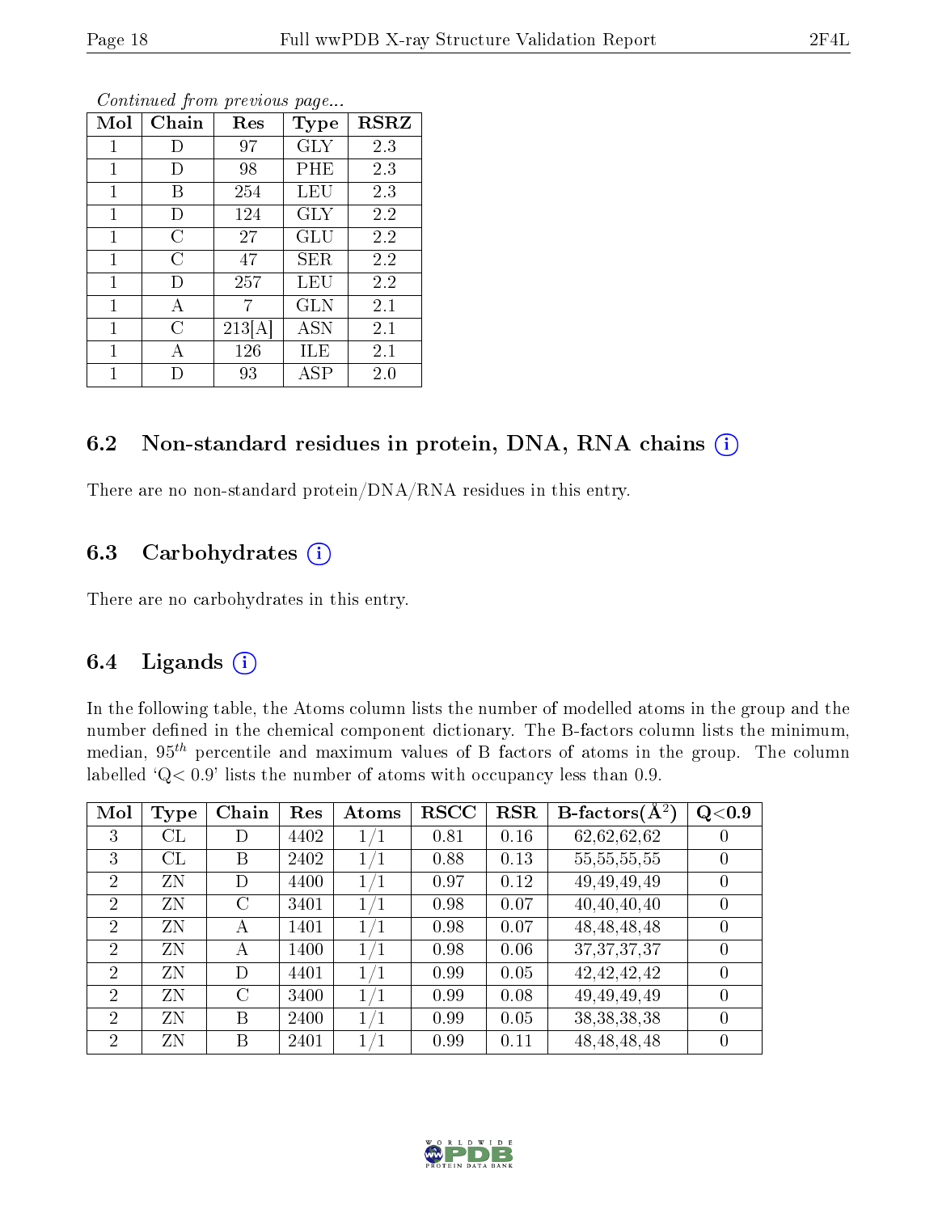*Continued from previous page...*

| Mol | Chain | Res | Type | RSRZ |
|---|---|---|---|---|
| 1 | D | 97 | GLY | 2.3 |
| 1 | D | 98 | PHE | 2.3 |
| 1 | B | 254 | LEU | 2.3 |
| 1 | D | 124 | GLY | 2.2 |
| 1 | C | 27 | GLU | 2.2 |
| 1 | C | 47 | SER | 2.2 |
| 1 | D | 257 | LEU | 2.2 |
| 1 | A | 7 | GLN | 2.1 |
| 1 | C | 213[A] | ASN | 2.1 |
| 1 | A | 126 | ILE | 2.1 |
| 1 | D | 93 | ASP | 2.0 |

### 6.2 Non-standard residues in protein, DNA, RNA chains (i)

There are no non-standard protein/DNA/RNA residues in this entry.

### 6.3 Carbohydrates (i)

There are no carbohydrates in this entry.

### 6.4 Ligands (i)

In the following table, the Atoms column lists the number of modelled atoms in the group and the number defined in the chemical component dictionary. The B-factors column lists the minimum, median, $95^{th}$ percentile and maximum values of B factors of atoms in the group. The column labelled 'Q< 0.9' lists the number of atoms with occupancy less than 0.9.

| Mol | Type | Chain | Res | Atoms | RSCC | RSR | B-factors(Å$^2$) | Q<0.9 |
|---|---|---|---|---|---|---|---|---|
| 3 | CL | D | 4402 | 1/1 | 0.81 | 0.16 | 62,62,62,62 | 0 |
| 3 | CL | B | 2402 | 1/1 | 0.88 | 0.13 | 55,55,55,55 | 0 |
| 2 | ZN | D | 4400 | 1/1 | 0.97 | 0.12 | 49,49,49,49 | 0 |
| 2 | ZN | C | 3401 | 1/1 | 0.98 | 0.07 | 40,40,40,40 | 0 |
| 2 | ZN | A | 1401 | 1/1 | 0.98 | 0.07 | 48,48,48,48 | 0 |
| 2 | ZN | A | 1400 | 1/1 | 0.98 | 0.06 | 37,37,37,37 | 0 |
| 2 | ZN | D | 4401 | 1/1 | 0.99 | 0.05 | 42,42,42,42 | 0 |
| 2 | ZN | C | 3400 | 1/1 | 0.99 | 0.08 | 49,49,49,49 | 0 |
| 2 | ZN | B | 2400 | 1/1 | 0.99 | 0.05 | 38,38,38,38 | 0 |
| 2 | ZN | B | 2401 | 1/1 | 0.99 | 0.11 | 48,48,48,48 | 0 |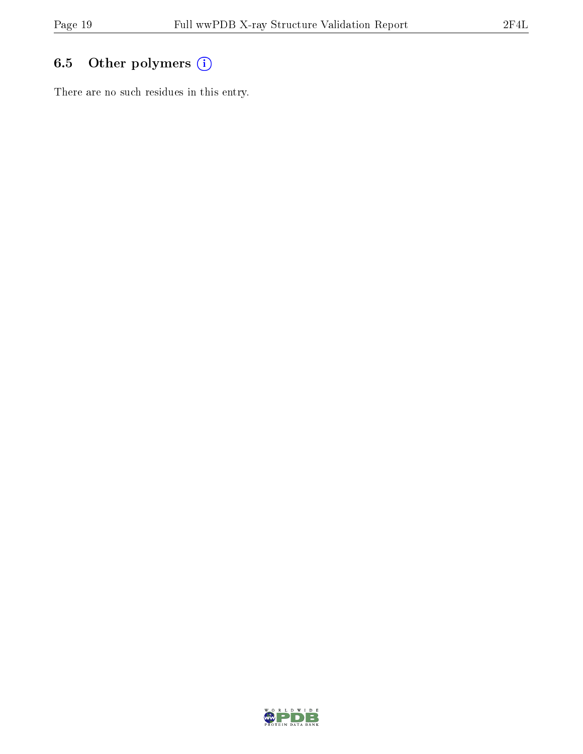### 6.5 Other polymers

There are no such residues in this entry.